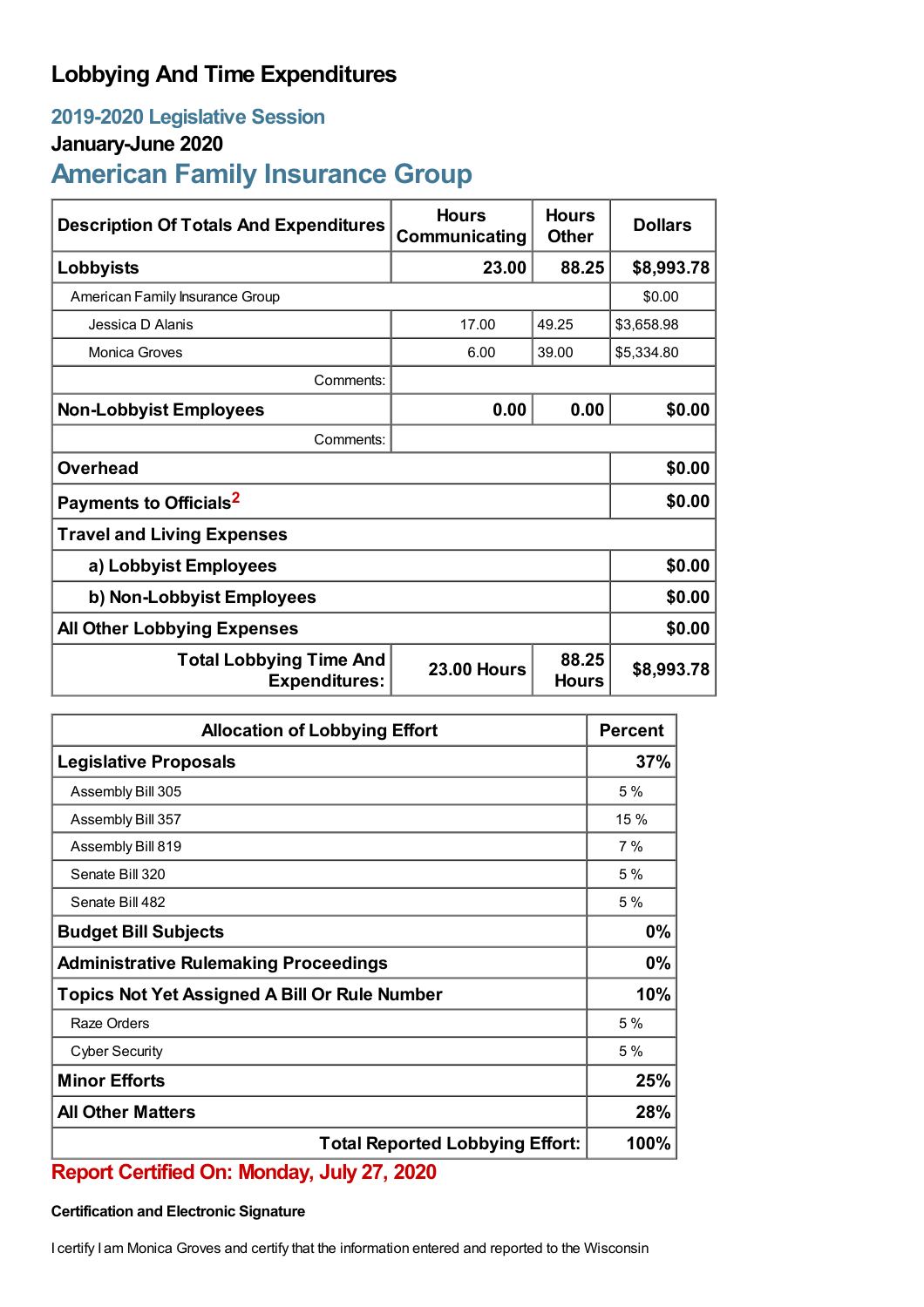# Lobbying And Time Expenditures

## 2019-2020 Legislative Session

### January-June 2020

## American Family Insurance Group

| Description Of Totals And Expenditures | Hours Communicating | Hours Other | Dollars |
|---|---|---|---|
| **Lobbyists** | **23.00** | **88.25** | **$8,993.78** |
| American Family Insurance Group | | | $0.00 |
| Jessica D Alanis | 17.00 | 49.25 | $3,658.98 |
| Monica Groves | 6.00 | 39.00 | $5,334.80 |
| Comments: | | | |
| **Non-Lobbyist Employees** | **0.00** | **0.00** | **$0.00** |
| Comments: | | | |
| **Overhead** | | | **$0.00** |
| **Payments to Officials[2]** | | | **$0.00** |
| **Travel and Living Expenses** | | | |
| **a) Lobbyist Employees** | | | **$0.00** |
| **b) Non-Lobbyist Employees** | | | **$0.00** |
| **All Other Lobbying Expenses** | | | **$0.00** |
| **Total Lobbying Time And Expenditures:** | **23.00 Hours** | **88.25 Hours** | **$8,993.78** |

| Allocation of Lobbying Effort | Percent |
|---|---|
| **Legislative Proposals** | **37%** |
| Assembly Bill 305 | 5 % |
| Assembly Bill 357 | 15 % |
| Assembly Bill 819 | 7 % |
| Senate Bill 320 | 5 % |
| Senate Bill 482 | 5 % |
| **Budget Bill Subjects** | **0%** |
| **Administrative Rulemaking Proceedings** | **0%** |
| **Topics Not Yet Assigned A Bill Or Rule Number** | **10%** |
| Raze Orders | 5 % |
| Cyber Security | 5 % |
| **Minor Efforts** | **25%** |
| **All Other Matters** | **28%** |
| **Total Reported Lobbying Effort:** | **100%** |

**Report Certified On: Monday, July 27, 2020**

**Certification and Electronic Signature**

I certify I am Monica Groves and certify that the information entered and reported to the Wisconsin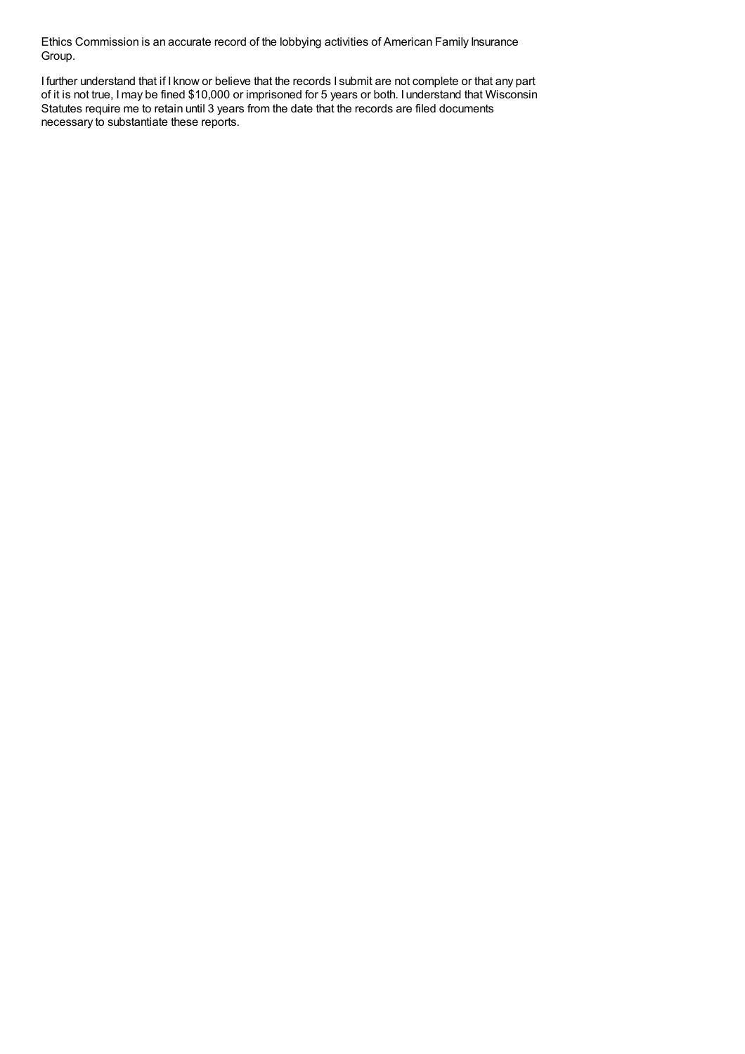Ethics Commission is an accurate record of the lobbying activities of American Family Insurance Group.

I further understand that if I know or believe that the records I submit are not complete or that any part of it is not true, I may be fined $10,000 or imprisoned for 5 years or both. I understand that Wisconsin Statutes require me to retain until 3 years from the date that the records are filed documents necessary to substantiate these reports.